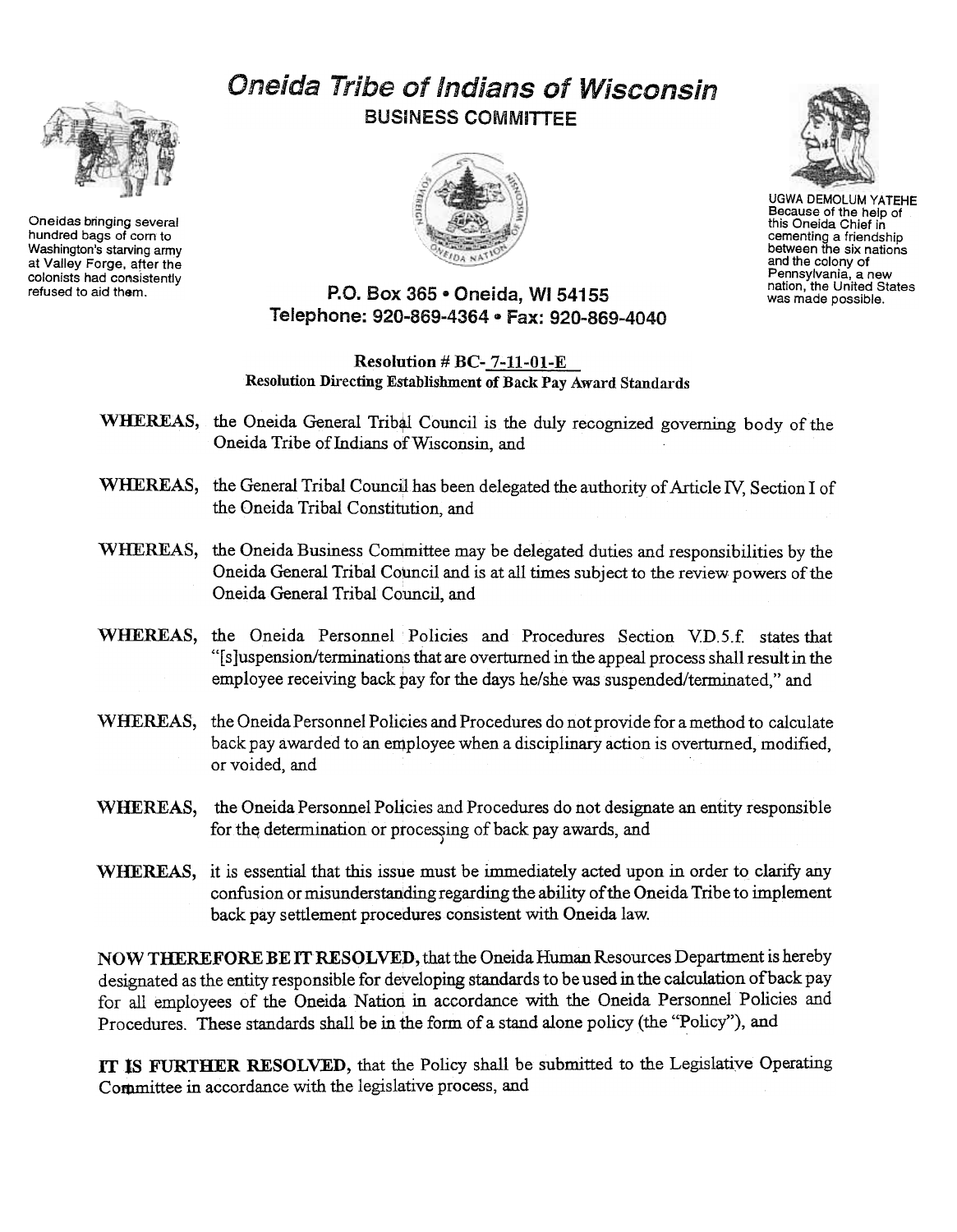# Oneida Tribe of Indians of Wisconsin

## BUSINESS COMMITTEE

Oneidas bringing several hundred bags of corn to Washington's starving army at Valley Forge, after the colonists had consistently refused to aid them.

UGWA DEMOLUM YATEHE
Because of the help of this Oneida Chief in cementing a friendship between the six nations and the colony of Pennsylvania, a new nation, the United States was made possible.

P.O. Box 365 • Oneida, WI 54155
Telephone: 920-869-4364 • Fax: 920-869-4040

**Resolution # BC- 7-11-01-E**
**Resolution Directing Establishment of Back Pay Award Standards**

**WHEREAS,** the Oneida General Tribal Council is the duly recognized governing body of the Oneida Tribe of Indians of Wisconsin, and

**WHEREAS,** the General Tribal Council has been delegated the authority of Article IV, Section I of the Oneida Tribal Constitution, and

**WHEREAS,** the Oneida Business Committee may be delegated duties and responsibilities by the Oneida General Tribal Council and is at all times subject to the review powers of the Oneida General Tribal Council, and

**WHEREAS,** the Oneida Personnel Policies and Procedures Section V.D.5.f. states that "[s]uspension/terminations that are overturned in the appeal process shall result in the employee receiving back pay for the days he/she was suspended/terminated," and

**WHEREAS,** the Oneida Personnel Policies and Procedures do not provide for a method to calculate back pay awarded to an employee when a disciplinary action is overturned, modified, or voided, and

**WHEREAS,** the Oneida Personnel Policies and Procedures do not designate an entity responsible for the determination or processing of back pay awards, and

**WHEREAS,** it is essential that this issue must be immediately acted upon in order to clarify any confusion or misunderstanding regarding the ability of the Oneida Tribe to implement back pay settlement procedures consistent with Oneida law.

**NOW THEREFORE BE IT RESOLVED,** that the Oneida Human Resources Department is hereby designated as the entity responsible for developing standards to be used in the calculation of back pay for all employees of the Oneida Nation in accordance with the Oneida Personnel Policies and Procedures. These standards shall be in the form of a stand alone policy (the "Policy"), and

**IT IS FURTHER RESOLVED,** that the Policy shall be submitted to the Legislative Operating Committee in accordance with the legislative process, and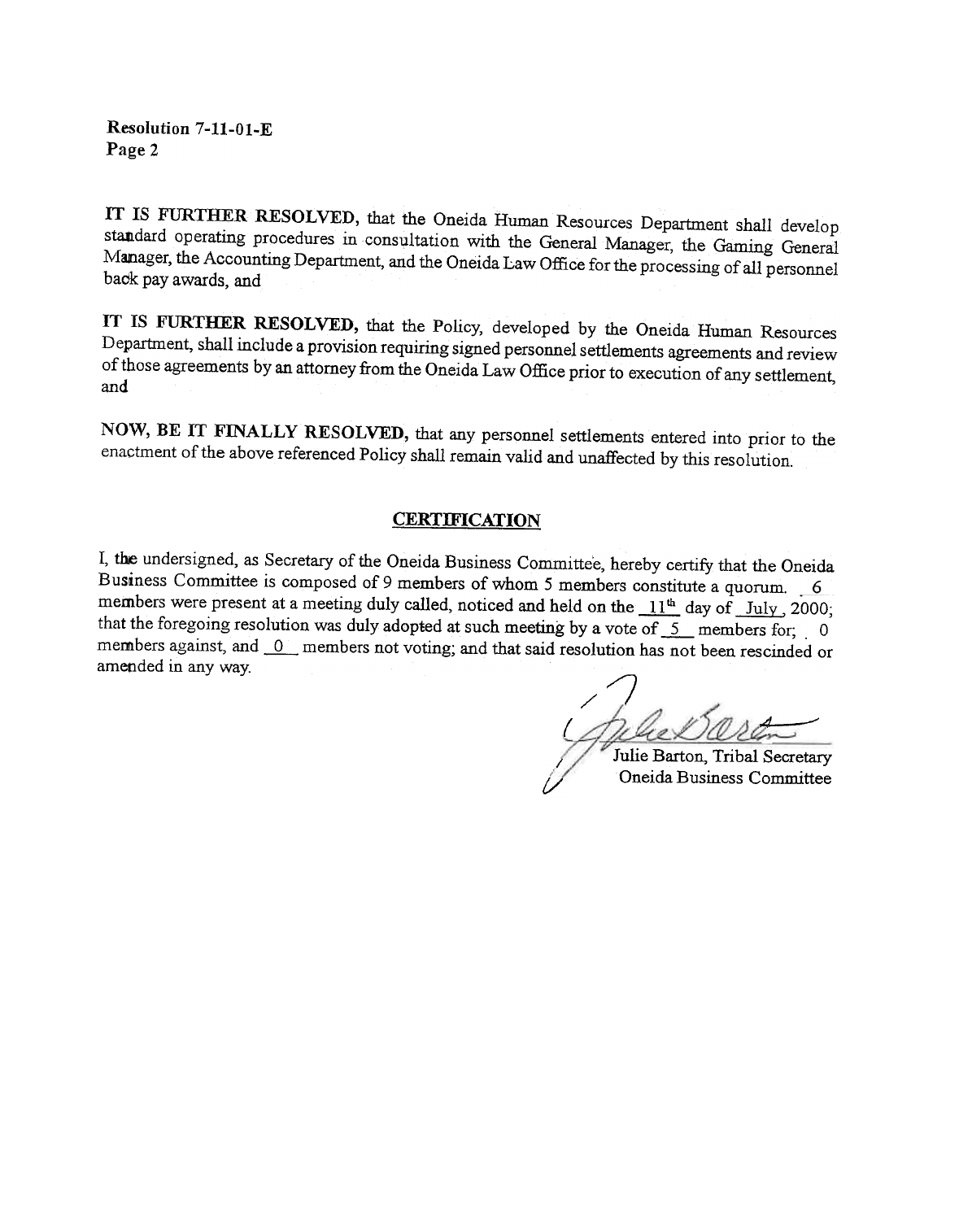**Resolution 7-11-01-E**
**Page 2**

**IT IS FURTHER RESOLVED**, that the Oneida Human Resources Department shall develop standard operating procedures in consultation with the General Manager, the Gaming General Manager, the Accounting Department, and the Oneida Law Office for the processing of all personnel back pay awards, and

**IT IS FURTHER RESOLVED**, that the Policy, developed by the Oneida Human Resources Department, shall include a provision requiring signed personnel settlements agreements and review of those agreements by an attorney from the Oneida Law Office prior to execution of any settlement, and

**NOW, BE IT FINALLY RESOLVED**, that any personnel settlements entered into prior to the enactment of the above referenced Policy shall remain valid and unaffected by this resolution.

## CERTIFICATION

I, the undersigned, as Secretary of the Oneida Business Committee, hereby certify that the Oneida Business Committee is composed of 9 members of whom 5 members constitute a quorum. 6 members were present at a meeting duly called, noticed and held on the 11th day of July, 2000; that the foregoing resolution was duly adopted at such meeting by a vote of 5 members for; 0 members against, and 0 members not voting; and that said resolution has not been rescinded or amended in any way.

Julie Barton, Tribal Secretary
Oneida Business Committee